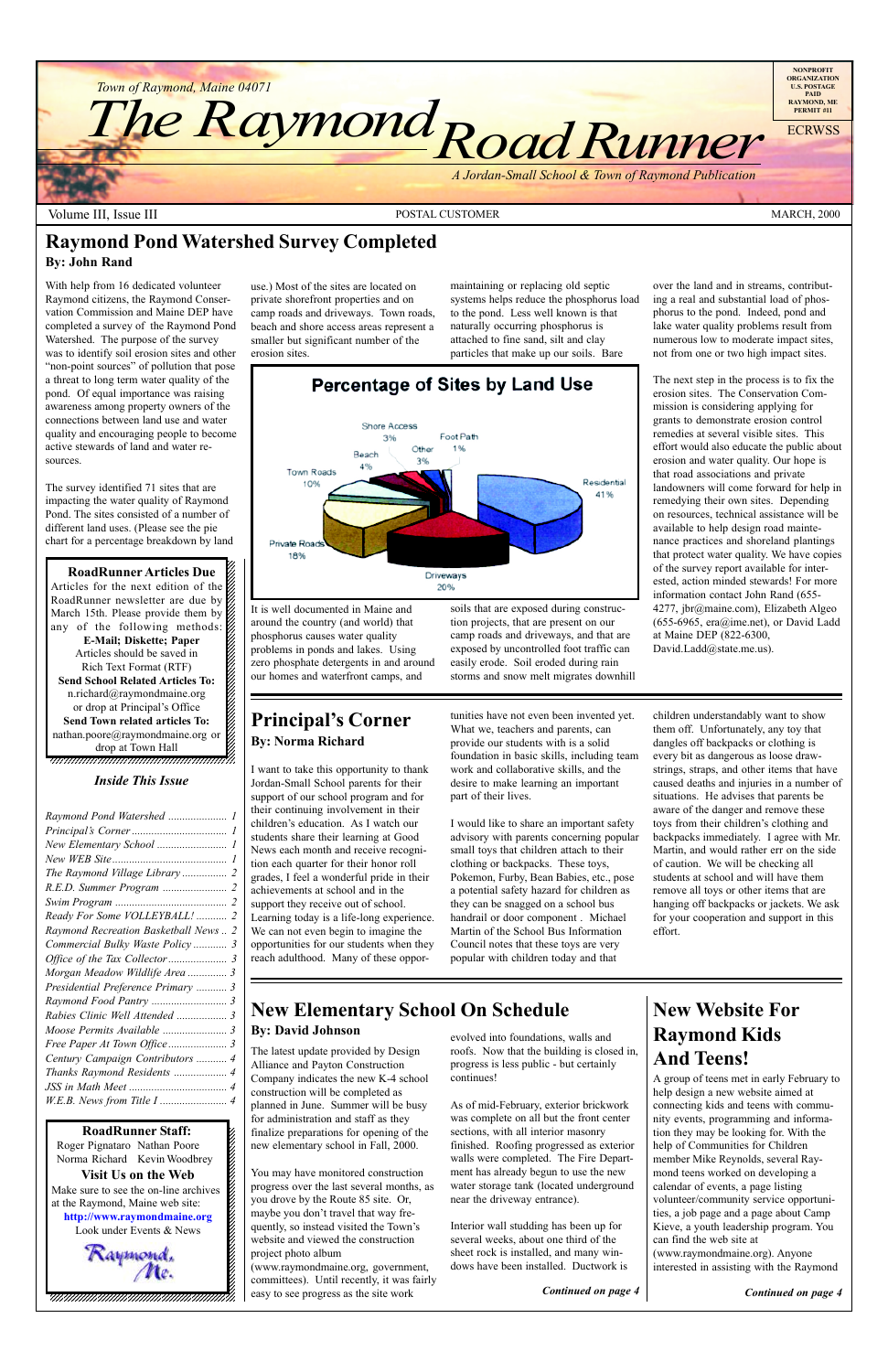Town of Raymond, Maine 04071

# The Raymond Road Runner

*A Jordan-Small School & Town of Raymond Publication*

NONPROFIT ORGANIZATION U.S. POSTAGE PAID RAYMOND, ME PERMIT #11

ECRWSS

Volume III, Issue III — POSTAL CUSTOMER — MARCH, 2000

## Raymond Pond Watershed Survey Completed

**By: John Rand**

With help from 16 dedicated volunteer Raymond citizens, the Raymond Conservation Commission and Maine DEP have completed a survey of the Raymond Pond Watershed. The purpose of the survey was to identify soil erosion sites and other "non-point sources" of pollution that pose a threat to long term water quality of the pond. Of equal importance was raising awareness among property owners of the connections between land use and water quality and encouraging people to become active stewards of land and water resources.

The survey identified 71 sites that are impacting the water quality of Raymond Pond. The sites consisted of a number of different land uses. (Please see the pie chart for a percentage breakdown by land use.) Most of the sites are located on private shorefront properties and on camp roads and driveways. Town roads, beach and shore access areas represent a smaller but significant number of the erosion sites.

**Percentage of Sites by Land Use**

| Land Use | Percentage |
|---|---|
| Residential | 41% |
| Driveways | 20% |
| Private Roads | 18% |
| Town Roads | 10% |
| Beach | 4% |
| Shore Access | 3% |
| Other | 3% |
| Foot Path | 1% |

It is well documented in Maine and around the country (and world) that phosphorus causes water quality problems in ponds and lakes. Using zero phosphate detergents in and around our homes and waterfront camps, and maintaining or replacing old septic systems helps reduce the phosphorus load to the pond. Less well known is that naturally occurring phosphorus is attached to fine sand, silt and clay particles that make up our soils. Bare soils that are exposed during construction projects, that are present on our camp roads and driveways, and that are exposed by uncontrolled foot traffic can easily erode. Soil eroded during rain storms and snow melt migrates downhill over the land and in streams, contributing a real and substantial load of phosphorus to the pond. Indeed, pond and lake water quality problems result from numerous low to moderate impact sites, not from one or two high impact sites.

The next step in the process is to fix the erosion sites. The Conservation Commission is considering applying for grants to demonstrate erosion control remedies at several visible sites. This effort would also educate the public about erosion and water quality. Our hope is that road associations and private landowners will come forward for help in remedying their own sites. Depending on resources, technical assistance will be available to help design road maintenance practices and shoreland plantings that protect water quality. We have copies of the survey report available for interested, action minded stewards! For more information contact John Rand (655-4277, jbr@maine.com), Elizabeth Algeo (655-6965, era@ime.net), or David Ladd at Maine DEP (822-6300, David.Ladd@state.me.us).

---

**RoadRunner Articles Due**

Articles for the next edition of the RoadRunner newsletter are due by March 15th. Please provide them by any of the following methods:

**E-Mail; Diskette; Paper**

Articles should be saved in Rich Text Format (RTF)

**Send School Related Articles To:**
n.richard@raymondmaine.org
or drop at Principal's Office

**Send Town related articles To:**
nathan.poore@raymondmaine.org or drop at Town Hall

---

### *Inside This Issue*

- *Raymond Pond Watershed* ... 1
- *Principal's Corner* ... 1
- *New Elementary School* ... 1
- *New WEB Site* ... 1
- *The Raymond Village Library* ... 2
- *R.E.D. Summer Program* ... 2
- *Swim Program* ... 2
- *Ready For Some VOLLEYBALL!* ... 2
- *Raymond Recreation Basketball News* ... 2
- *Commercial Bulky Waste Policy* ... 3
- *Office of the Tax Collector* ... 3
- *Morgan Meadow Wildlife Area* ... 3
- *Presidential Preference Primary* ... 3
- *Raymond Food Pantry* ... 3
- *Rabies Clinic Well Attended* ... 3
- *Moose Permits Available* ... 3
- *Free Paper At Town Office* ... 3
- *Century Campaign Contributors* ... 4
- *Thanks Raymond Residents* ... 4
- *JSS in Math Meet* ... 4
- *W.E.B. News from Title I* ... 4

---

**RoadRunner Staff:**

Roger Pignataro Nathan Poore
Norma Richard Kevin Woodbrey

**Visit Us on the Web**

Make sure to see the on-line archives at the Raymond, Maine web site:
**http://www.raymondmaine.org**
Look under Events & News

Raymond, Me.

---

## Principal's Corner

**By: Norma Richard**

I want to take this opportunity to thank Jordan-Small School parents for their support of our school program and for their continuing involvement in their children's education. As I watch our students share their learning at Good News each month and receive recognition each quarter for their honor roll grades, I feel a wonderful pride in their achievements at school and in the support they receive out of school. Learning today is a life-long experience. We can not even begin to imagine the opportunities for our students when they reach adulthood. Many of these opportunities have not even been invented yet. What we, teachers and parents, can provide our students with is a solid foundation in basic skills, including team work and collaborative skills, and the desire to make learning an important part of their lives.

I would like to share an important safety advisory with parents concerning popular small toys that children attach to their clothing or backpacks. These toys, Pokemon, Furby, Bean Babies, etc., pose a potential safety hazard for children as they can be snagged on a school bus handrail or door component . Michael Martin of the School Bus Information Council notes that these toys are very popular with children today and that children understandably want to show them off. Unfortunately, any toy that dangles off backpacks or clothing is every bit as dangerous as loose drawstrings, straps, and other items that have caused deaths and injuries in a number of situations. He advises that parents be aware of the danger and remove these toys from their children's clothing and backpacks immediately. I agree with Mr. Martin, and would rather err on the side of caution. We will be checking all students at school and will have them remove all toys or other items that are hanging off backpacks or jackets. We ask for your cooperation and support in this effort.

## New Elementary School On Schedule

**By: David Johnson**

The latest update provided by Design Alliance and Payton Construction Company indicates the new K-4 school construction will be completed as planned in June. Summer will be busy for administration and staff as they finalize preparations for opening of the new elementary school in Fall, 2000.

You may have monitored construction progress over the last several months, as you drove by the Route 85 site. Or, maybe you don't travel that way frequently, so instead visited the Town's website and viewed the construction project photo album (www.raymondmaine.org, government, committees). Until recently, it was fairly easy to see progress as the site work evolved into foundations, walls and roofs. Now that the building is closed in, progress is less public - but certainly continues!

As of mid-February, exterior brickwork was complete on all but the front center sections, with all interior masonry finished. Roofing progressed as exterior walls were completed. The Fire Department has already begun to use the new water storage tank (located underground near the driveway entrance).

Interior wall studding has been up for several weeks, about one third of the sheet rock is installed, and many windows have been installed. Ductwork is

***Continued on page 4***

## New Website For Raymond Kids And Teens!

A group of teens met in early February to help design a new website aimed at connecting kids and teens with community events, programming and information they may be looking for. With the help of Communities for Children member Mike Reynolds, several Raymond teens worked on developing a calendar of events, a page listing volunteer/community service opportunities, a job page and a page about Camp Kieve, a youth leadership program. You can find the web site at (www.raymondmaine.org). Anyone interested in assisting with the Raymond

***Continued on page 4***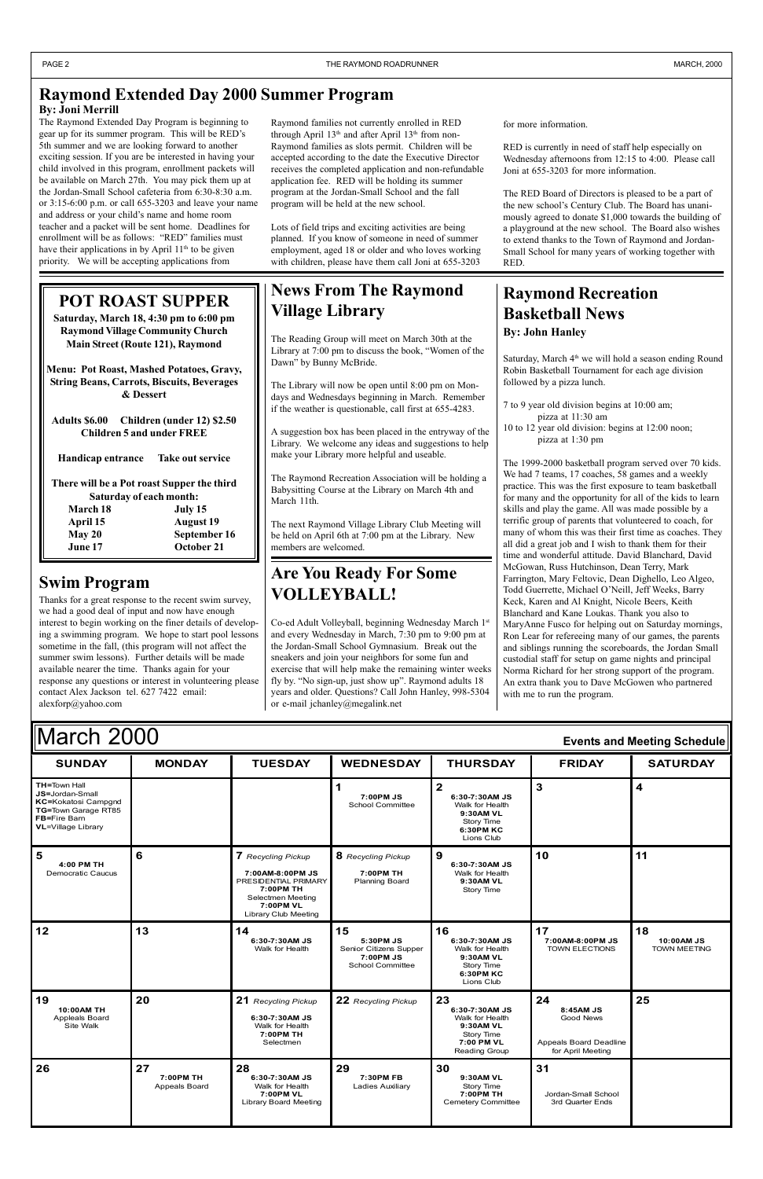## Raymond Extended Day 2000 Summer Program

**By: Joni Merrill**

The Raymond Extended Day Program is beginning to gear up for its summer program. This will be RED's 5th summer and we are looking forward to another exciting session. If you are be interested in having your child involved in this program, enrollment packets will be available on March 27th. You may pick them up at the Jordan-Small School cafeteria from 6:30-8:30 a.m. or 3:15-6:00 p.m. or call 655-3203 and leave your name and address or your child's name and home room teacher and a packet will be sent home. Deadlines for enrollment will be as follows: "RED" families must have their applications in by April 11th to be given priority. We will be accepting applications from Raymond families not currently enrolled in RED through April 13th and after April 13th from non-Raymond families as slots permit. Children will be accepted according to the date the Executive Director receives the completed application and non-refundable application fee. RED will be holding its summer program at the Jordan-Small School and the fall program will be held at the new school.

Lots of field trips and exciting activities are being planned. If you know of someone in need of summer employment, aged 18 or older and who loves working with children, please have them call Joni at 655-3203 for more information.

RED is currently in need of staff help especially on Wednesday afternoons from 12:15 to 4:00. Please call Joni at 655-3203 for more information.

The RED Board of Directors is pleased to be a part of the new school's Century Club. The Board has unanimously agreed to donate $1,000 towards the building of a playground at the new school. The Board also wishes to extend thanks to the Town of Raymond and Jordan-Small School for many years of working together with RED.

## POT ROAST SUPPER

**Saturday, March 18, 4:30 pm to 6:00 pm**
**Raymond Village Community Church**
**Main Street (Route 121), Raymond**

**Menu: Pot Roast, Mashed Potatoes, Gravy, String Beans, Carrots, Biscuits, Beverages & Dessert**

**Adults $6.00 Children (under 12) $2.50**
**Children 5 and under FREE**

**Handicap entrance Take out service**

**There will be a Pot roast Supper the third Saturday of each month:**

| | |
|---|---|
| **March 18** | **July 15** |
| **April 15** | **August 19** |
| **May 20** | **September 16** |
| **June 17** | **October 21** |

## Swim Program

Thanks for a great response to the recent swim survey, we had a good deal of input and now have enough interest to begin working on the finer details of developing a swimming program. We hope to start pool lessons sometime in the fall, (this program will not affect the summer swim lessons). Further details will be made available nearer the time. Thanks again for your response any questions or interest in volunteering please contact Alex Jackson tel. 627 7422 email: alexforp@yahoo.com

## News From The Raymond Village Library

The Reading Group will meet on March 30th at the Library at 7:00 pm to discuss the book, "Women of the Dawn" by Bunny McBride.

The Library will now be open until 8:00 pm on Mondays and Wednesdays beginning in March. Remember if the weather is questionable, call first at 655-4283.

A suggestion box has been placed in the entryway of the Library. We welcome any ideas and suggestions to help make your Library more helpful and useable.

The Raymond Recreation Association will be holding a Babysitting Course at the Library on March 4th and March 11th.

The next Raymond Village Library Club Meeting will be held on April 6th at 7:00 pm at the Library. New members are welcomed.

## Are You Ready For Some VOLLEYBALL!

Co-ed Adult Volleyball, beginning Wednesday March 1st and every Wednesday in March, 7:30 pm to 9:00 pm at the Jordan-Small School Gymnasium. Break out the sneakers and join your neighbors for some fun and exercise that will help make the remaining winter weeks fly by. "No sign-up, just show up". Raymond adults 18 years and older. Questions? Call John Hanley, 998-5304 or e-mail jchanley@megalink.net

## Raymond Recreation Basketball News

**By: John Hanley**

Saturday, March 4th we will hold a season ending Round Robin Basketball Tournament for each age division followed by a pizza lunch.

7 to 9 year old division begins at 10:00 am;
pizza at 11:30 am
10 to 12 year old division: begins at 12:00 noon;
pizza at 1:30 pm

The 1999-2000 basketball program served over 70 kids. We had 7 teams, 17 coaches, 58 games and a weekly practice. This was the first exposure to team basketball for many and the opportunity for all of the kids to learn skills and play the game. All was made possible by a terrific group of parents that volunteered to coach, for many of whom this was their first time as coaches. They all did a great job and I wish to thank them for their time and wonderful attitude. David Blanchard, David McGowan, Russ Hutchinson, Dean Terry, Mark Farrington, Mary Feltovic, Dean Dighello, Leo Algeo, Todd Guerrette, Michael O'Neill, Jeff Weeks, Barry Keck, Karen and Al Knight, Nicole Beers, Keith Blanchard and Kane Loukas. Thank you also to MaryAnne Fusco for helping out on Saturday mornings, Ron Lear for refereeing many of our games, the parents and siblings running the scoreboards, the Jordan Small custodial staff for setup on game nights and principal Norma Richard for her strong support of the program. An extra thank you to Dave McGowen who partnered with me to run the program.

# March 2000

**Events and Meeting Schedule**

| SUNDAY | MONDAY | TUESDAY | WEDNESDAY | THURSDAY | FRIDAY | SATURDAY |
|---|---|---|---|---|---|---|
| **TH**=Town Hall **JS**=Jordan-Small **KC**=Kokatosi Campgnd **TG**=Town Garage RT85 **FB**=Fire Barn **VL**=Village Library | | | **1** **7:00PM JS** School Committee | **2** **6:30-7:30AM JS** Walk for Health **9:30AM VL** Story Time **6:30PM KC** Lions Club | **3** | **4** |
| **5** **4:00 PM TH** Democratic Caucus | **6** | **7** *Recycling Pickup* **7:00AM-8:00PM JS** PRESIDENTIAL PRIMARY **7:00PM TH** Selectmen Meeting **7:00PM VL** Library Club Meeting | **8** *Recycling Pickup* **7:00PM TH** Planning Board | **9** **6:30-7:30AM JS** Walk for Health **9:30AM VL** Story Time | **10** | **11** |
| **12** | **13** | **14** **6:30-7:30AM JS** Walk for Health | **15** **5:30PM JS** Senior Citizens Supper **7:00PM JS** School Committee | **16** **6:30-7:30AM JS** Walk for Health **9:30AM VL** Story Time **6:30PM KC** Lions Club | **17** **7:00AM-8:00PM JS** TOWN ELECTIONS | **18** **10:00AM JS** TOWN MEETING |
| **19** **10:00AM TH** Appleals Board Site Walk | **20** | **21** *Recycling Pickup* **6:30-7:30AM JS** Walk for Health **7:00PM TH** Selectmen | **22** *Recycling Pickup* | **23** **6:30-7:30AM JS** Walk for Health **9:30AM VL** Story Time **7:00 PM VL** Reading Group | **24** **8:45AM JS** Good News Appeals Board Deadline for April Meeting | **25** |
| **26** | **27** **7:00PM TH** Appeals Board | **28** **6:30-7:30AM JS** Walk for Health **7:00PM VL** Library Board Meeting | **29** **7:30PM FB** Ladies Auxiliary | **30** **9:30AM VL** Story Time **7:00PM TH** Cemetery Committee | **31** Jordan-Small School 3rd Quarter Ends | |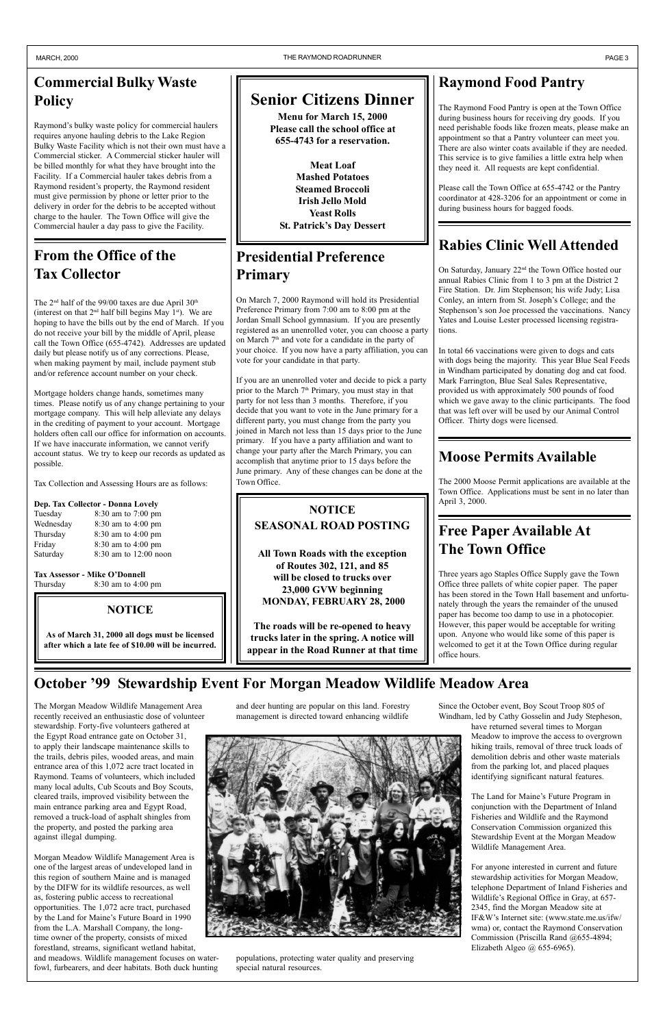## Commercial Bulky Waste Policy

Raymond's bulky waste policy for commercial haulers requires anyone hauling debris to the Lake Region Bulky Waste Facility which is not their own must have a Commercial sticker. A Commercial sticker hauler will be billed monthly for what they have brought into the Facility. If a Commercial hauler takes debris from a Raymond resident's property, the Raymond resident must give permission by phone or letter prior to the delivery in order for the debris to be accepted without charge to the hauler. The Town Office will give the Commercial hauler a day pass to give the Facility.

## From the Office of the Tax Collector

The 2nd half of the 99/00 taxes are due April 30th (interest on that 2nd half bill begins May 1st). We are hoping to have the bills out by the end of March. If you do not receive your bill by the middle of April, please call the Town Office (655-4742). Addresses are updated daily but please notify us of any corrections. Please, when making payment by mail, include payment stub and/or reference account number on your check.

Mortgage holders change hands, sometimes many times. Please notify us of any change pertaining to your mortgage company. This will help alleviate any delays in the crediting of payment to your account. Mortgage holders often call our office for information on accounts. If we have inaccurate information, we cannot verify account status. We try to keep our records as updated as possible.

Tax Collection and Assessing Hours are as follows:

**Dep. Tax Collector - Donna Lovely**

| | |
|---|---|
| Tuesday | 8:30 am to 7:00 pm |
| Wednesday | 8:30 am to 4:00 pm |
| Thursday | 8:30 am to 4:00 pm |
| Friday | 8:30 am to 4:00 pm |
| Saturday | 8:30 am to 12:00 noon |

**Tax Assessor - Mike O'Donnell**

| | |
|---|---|
| Thursday | 8:30 am to 4:00 pm |

### NOTICE

**As of March 31, 2000 all dogs must be licensed after which a late fee of $10.00 will be incurred.**

## Senior Citizens Dinner

**Menu for March 15, 2000**
**Please call the school office at 655-4743 for a reservation.**

**Meat Loaf**
**Mashed Potatoes**
**Steamed Broccoli**
**Irish Jello Mold**
**Yeast Rolls**
**St. Patrick's Day Dessert**

## Presidential Preference Primary

On March 7, 2000 Raymond will hold its Presidential Preference Primary from 7:00 am to 8:00 pm at the Jordan Small School gymnasium. If you are presently registered as an unenrolled voter, you can choose a party on March 7th and vote for a candidate in the party of your choice. If you now have a party affiliation, you can vote for your candidate in that party.

If you are an unenrolled voter and decide to pick a party prior to the March 7th Primary, you must stay in that party for not less than 3 months. Therefore, if you decide that you want to vote in the June primary for a different party, you must change from the party you joined in March not less than 15 days prior to the June primary. If you have a party affiliation and want to change your party after the March Primary, you can accomplish that anytime prior to 15 days before the June primary. Any of these changes can be done at the Town Office.

### NOTICE
### SEASONAL ROAD POSTING

**All Town Roads with the exception of Routes 302, 121, and 85 will be closed to trucks over 23,000 GVW beginning MONDAY, FEBRUARY 28, 2000**

**The roads will be re-opened to heavy trucks later in the spring. A notice will appear in the Road Runner at that time**

## Raymond Food Pantry

The Raymond Food Pantry is open at the Town Office during business hours for receiving dry goods. If you need perishable foods like frozen meats, please make an appointment so that a Pantry volunteer can meet you. There are also winter coats available if they are needed. This service is to give families a little extra help when they need it. All requests are kept confidential.

Please call the Town Office at 655-4742 or the Pantry coordinator at 428-3206 for an appointment or come in during business hours for bagged foods.

## Rabies Clinic Well Attended

On Saturday, January 22nd the Town Office hosted our annual Rabies Clinic from 1 to 3 pm at the District 2 Fire Station. Dr. Jim Stephenson; his wife Judy; Lisa Conley, an intern from St. Joseph's College; and the Stephenson's son Joe processed the vaccinations. Nancy Yates and Louise Lester processed licensing registrations.

In total 66 vaccinations were given to dogs and cats with dogs being the majority. This year Blue Seal Feeds in Windham participated by donating dog and cat food. Mark Farrington, Blue Seal Sales Representative, provided us with approximately 500 pounds of food which we gave away to the clinic participants. The food that was left over will be used by our Animal Control Officer. Thirty dogs were licensed.

## Moose Permits Available

The 2000 Moose Permit applications are available at the Town Office. Applications must be sent in no later than April 3, 2000.

## Free Paper Available At The Town Office

Three years ago Staples Office Supply gave the Town Office three pallets of white copier paper. The paper has been stored in the Town Hall basement and unfortunately through the years the remainder of the unused paper has become too damp to use in a photocopier. However, this paper would be acceptable for writing upon. Anyone who would like some of this paper is welcomed to get it at the Town Office during regular office hours.

## October '99 Stewardship Event For Morgan Meadow Wildlife Meadow Area

The Morgan Meadow Wildlife Management Area recently received an enthusiastic dose of volunteer stewardship. Forty-five volunteers gathered at the Egypt Road entrance gate on October 31, to apply their landscape maintenance skills to the trails, debris piles, wooded areas, and main entrance area of this 1,072 acre tract located in Raymond. Teams of volunteers, which included many local adults, Cub Scouts and Boy Scouts, cleared trails, improved visibility between the main entrance parking area and Egypt Road, removed a truck-load of asphalt shingles from the property, and posted the parking area against illegal dumping.

Morgan Meadow Wildlife Management Area is one of the largest areas of undeveloped land in this region of southern Maine and is managed by the DIFW for its wildlife resources, as well as, fostering public access to recreational opportunities. The 1,072 acre tract, purchased by the Land for Maine's Future Board in 1990 from the L.A. Marshall Company, the long-time owner of the property, consists of mixed forestland, streams, significant wetland habitat, and meadows. Wildlife management focuses on waterfowl, furbearers, and deer habitats. Both duck hunting and deer hunting are popular on this land. Forestry management is directed toward enhancing wildlife populations, protecting water quality and preserving special natural resources.

Since the October event, Boy Scout Troop 805 of Windham, led by Cathy Gosselin and Judy Stepheson, have returned several times to Morgan Meadow to improve the access to overgrown hiking trails, removal of three truck loads of demolition debris and other waste materials from the parking lot, and placed plaques identifying significant natural features.

The Land for Maine's Future Program in conjunction with the Department of Inland Fisheries and Wildlife and the Raymond Conservation Commission organized this Stewardship Event at the Morgan Meadow Wildlife Management Area.

For anyone interested in current and future stewardship activities for Morgan Meadow, telephone Department of Inland Fisheries and Wildlife's Regional Office in Gray, at 657-2345, find the Morgan Meadow site at IF&W's Internet site: (www.state.me.us/ifw/wma) or, contact the Raymond Conservation Commission (Priscilla Rand @655-4894; Elizabeth Algeo @ 655-6965).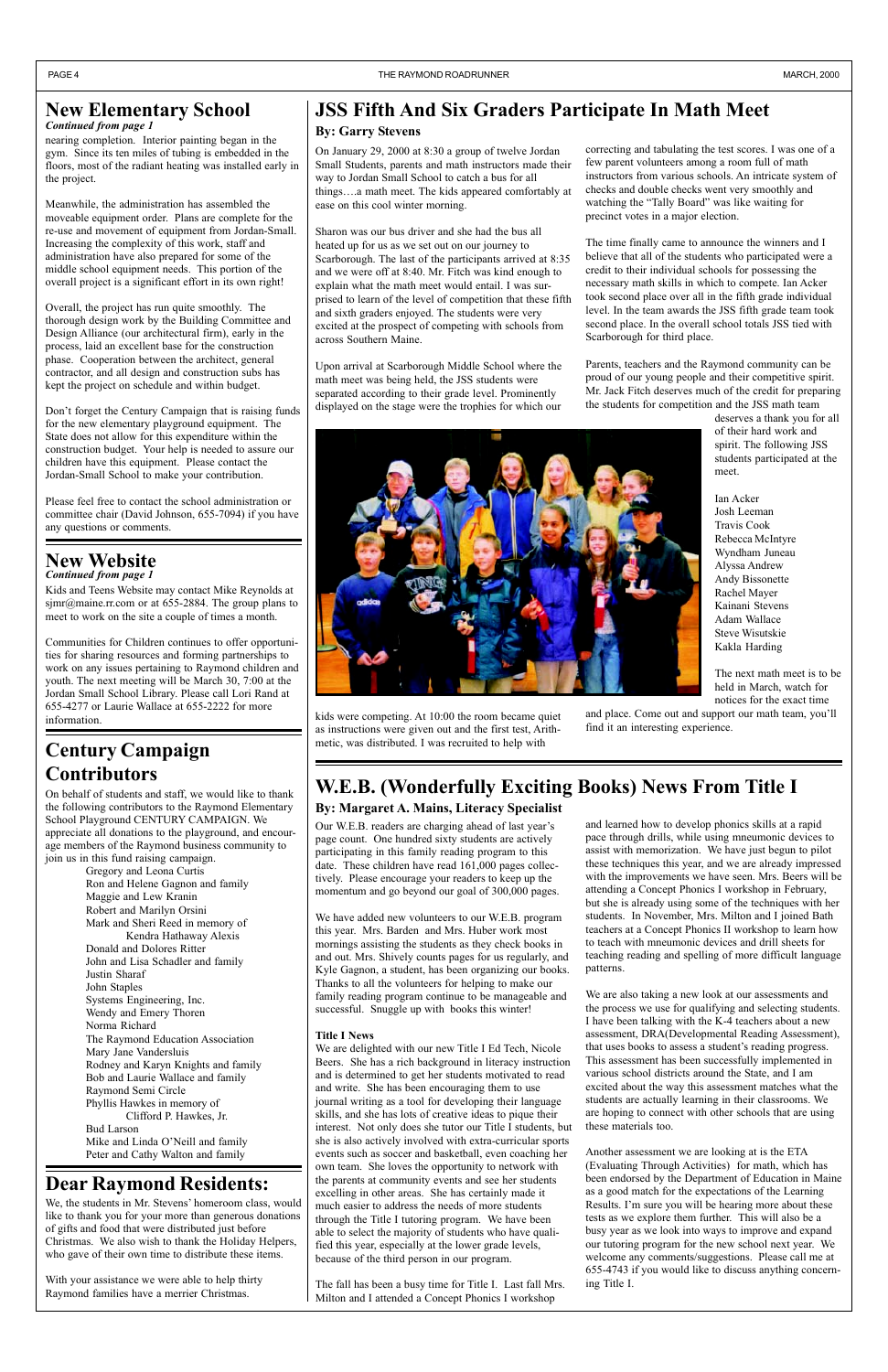## New Elementary School

*Continued from page 1*

nearing completion. Interior painting began in the gym. Since its ten miles of tubing is embedded in the floors, most of the radiant heating was installed early in the project.

Meanwhile, the administration has assembled the moveable equipment order. Plans are complete for the re-use and movement of equipment from Jordan-Small. Increasing the complexity of this work, staff and administration have also prepared for some of the middle school equipment needs. This portion of the overall project is a significant effort in its own right!

Overall, the project has run quite smoothly. The thorough design work by the Building Committee and Design Alliance (our architectural firm), early in the process, laid an excellent base for the construction phase. Cooperation between the architect, general contractor, and all design and construction subs has kept the project on schedule and within budget.

Don't forget the Century Campaign that is raising funds for the new elementary playground equipment. The State does not allow for this expenditure within the construction budget. Your help is needed to assure our children have this equipment. Please contact the Jordan-Small School to make your contribution.

Please feel free to contact the school administration or committee chair (David Johnson, 655-7094) if you have any questions or comments.

## New Website

*Continued from page 1*

Kids and Teens Website may contact Mike Reynolds at sjmr@maine.rr.com or at 655-2884. The group plans to meet to work on the site a couple of times a month.

Communities for Children continues to offer opportunities for sharing resources and forming partnerships to work on any issues pertaining to Raymond children and youth. The next meeting will be March 30, 7:00 at the Jordan Small School Library. Please call Lori Rand at 655-4277 or Laurie Wallace at 655-2222 for more information.

## Century Campaign Contributors

On behalf of students and staff, we would like to thank the following contributors to the Raymond Elementary School Playground CENTURY CAMPAIGN. We appreciate all donations to the playground, and encourage members of the Raymond business community to join us in this fund raising campaign.

Gregory and Leona Curtis
Ron and Helene Gagnon and family
Maggie and Lew Kranin
Robert and Marilyn Orsini
Mark and Sheri Reed in memory of
Kendra Hathaway Alexis
Donald and Dolores Ritter
John and Lisa Schadler and family
Justin Sharaf
John Staples
Systems Engineering, Inc.
Wendy and Emery Thoren
Norma Richard
The Raymond Education Association
Mary Jane Vandersluis
Rodney and Karyn Knights and family
Bob and Laurie Wallace and family
Raymond Semi Circle
Phyllis Hawkes in memory of
Clifford P. Hawkes, Jr.
Bud Larson
Mike and Linda O'Neill and family
Peter and Cathy Walton and family

## Dear Raymond Residents:

We, the students in Mr. Stevens' homeroom class, would like to thank you for your more than generous donations of gifts and food that were distributed just before Christmas. We also wish to thank the Holiday Helpers, who gave of their own time to distribute these items.

With your assistance we were able to help thirty Raymond families have a merrier Christmas.

## JSS Fifth And Six Graders Participate In Math Meet

**By: Garry Stevens**

On January 29, 2000 at 8:30 a group of twelve Jordan Small Students, parents and math instructors made their way to Jordan Small School to catch a bus for all things….a math meet. The kids appeared comfortably at ease on this cool winter morning.

Sharon was our bus driver and she had the bus all heated up for us as we set out on our journey to Scarborough. The last of the participants arrived at 8:35 and we were off at 8:40. Mr. Fitch was kind enough to explain what the math meet would entail. I was surprised to learn of the level of competition that these fifth and sixth graders enjoyed. The students were very excited at the prospect of competing with schools from across Southern Maine.

Upon arrival at Scarborough Middle School where the math meet was being held, the JSS students were separated according to their grade level. Prominently displayed on the stage were the trophies for which our kids were competing. At 10:00 the room became quiet as instructions were given out and the first test, Arithmetic, was distributed. I was recruited to help with correcting and tabulating the test scores. I was one of a few parent volunteers among a room full of math instructors from various schools. An intricate system of checks and double checks went very smoothly and watching the "Tally Board" was like waiting for precinct votes in a major election.

The time finally came to announce the winners and I believe that all of the students who participated were a credit to their individual schools for possessing the necessary math skills in which to compete. Ian Acker took second place over all in the fifth grade individual level. In the team awards the JSS fifth grade team took second place. In the overall school totals JSS tied with Scarborough for third place.

Parents, teachers and the Raymond community can be proud of our young people and their competitive spirit. Mr. Jack Fitch deserves much of the credit for preparing the students for competition and the JSS math team deserves a thank you for all of their hard work and spirit. The following JSS students participated at the meet.

Ian Acker
Josh Leeman
Travis Cook
Rebecca McIntyre
Wyndham Juneau
Alyssa Andrew
Andy Bissonette
Rachel Mayer
Kainani Stevens
Adam Wallace
Steve Wisutskie
Kakla Harding

The next math meet is to be held in March, watch for notices for the exact time and place. Come out and support our math team, you'll find it an interesting experience.

## W.E.B. (Wonderfully Exciting Books) News From Title I

**By: Margaret A. Mains, Literacy Specialist**

Our W.E.B. readers are charging ahead of last year's page count. One hundred sixty students are actively participating in this family reading program to this date. These children have read 161,000 pages collectively. Please encourage your readers to keep up the momentum and go beyond our goal of 300,000 pages.

We have added new volunteers to our W.E.B. program this year. Mrs. Barden and Mrs. Huber work most mornings assisting the students as they check books in and out. Mrs. Shively counts pages for us regularly, and Kyle Gagnon, a student, has been organizing our books. Thanks to all the volunteers for helping to make our family reading program continue to be manageable and successful. Snuggle up with books this winter!

**Title I News**

We are delighted with our new Title I Ed Tech, Nicole Beers. She has a rich background in literacy instruction and is determined to get her students motivated to read and write. She has been encouraging them to use journal writing as a tool for developing their language skills, and she has lots of creative ideas to pique their interest. Not only does she tutor our Title I students, but she is also actively involved with extra-curricular sports events such as soccer and basketball, even coaching her own team. She loves the opportunity to network with the parents at community events and see her students excelling in other areas. She has certainly made it much easier to address the needs of more students through the Title I tutoring program. We have been able to select the majority of students who have qualified this year, especially at the lower grade levels, because of the third person in our program.

The fall has been a busy time for Title I. Last fall Mrs. Milton and I attended a Concept Phonics I workshop and learned how to develop phonics skills at a rapid pace through drills, while using mneumonic devices to assist with memorization. We have just begun to pilot these techniques this year, and we are already impressed with the improvements we have seen. Mrs. Beers will be attending a Concept Phonics I workshop in February, but she is already using some of the techniques with her students. In November, Mrs. Milton and I joined Bath teachers at a Concept Phonics II workshop to learn how to teach with mneumonic devices and drill sheets for teaching reading and spelling of more difficult language patterns.

We are also taking a new look at our assessments and the process we use for qualifying and selecting students. I have been talking with the K-4 teachers about a new assessment, DRA(Developmental Reading Assessment), that uses books to assess a student's reading progress. This assessment has been successfully implemented in various school districts around the State, and I am excited about the way this assessment matches what the students are actually learning in their classrooms. We are hoping to connect with other schools that are using these materials too.

Another assessment we are looking at is the ETA (Evaluating Through Activities) for math, which has been endorsed by the Department of Education in Maine as a good match for the expectations of the Learning Results. I'm sure you will be hearing more about these tests as we explore them further. This will also be a busy year as we look into ways to improve and expand our tutoring program for the new school next year. We welcome any comments/suggestions. Please call me at 655-4743 if you would like to discuss anything concerning Title I.